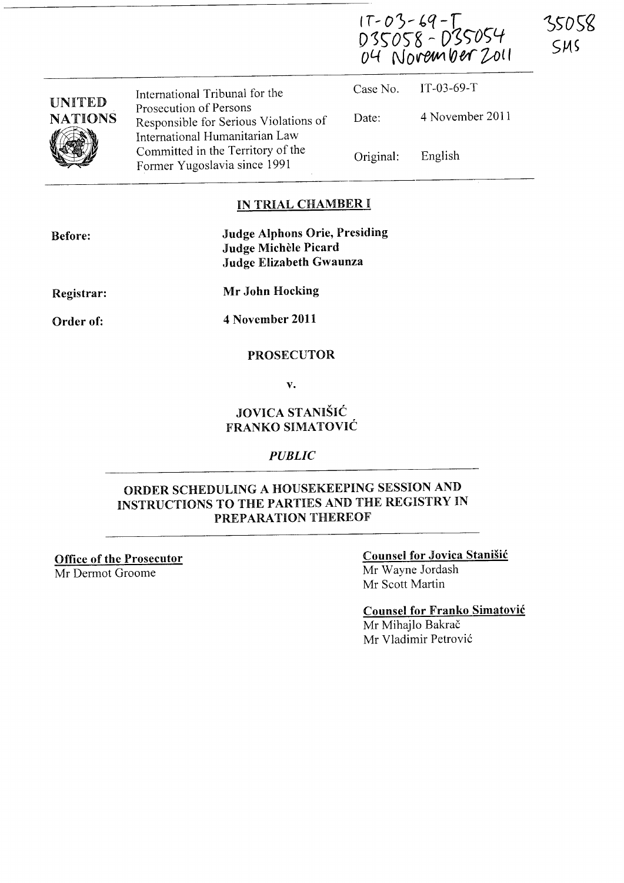IT-03-69-T
D35058 - D35054
04 November 2011

35058
SMS

UNITED NATIONS

International Tribunal for the Prosecution of Persons Responsible for Serious Violations of International Humanitarian Law Committed in the Territory of the Former Yugoslavia since 1991

| | |
|---|---|
| Case No. | IT-03-69-T |
| Date: | 4 November 2011 |
| Original: | English |

## IN TRIAL CHAMBER I

**Before:** **Judge Alphons Orie, Presiding**
**Judge Michèle Picard**
**Judge Elizabeth Gwaunza**

**Registrar:** **Mr John Hocking**

**Order of:** **4 November 2011**

**PROSECUTOR**

**v.**

**JOVICA STANIŠIĆ**
**FRANKO SIMATOVIĆ**

***PUBLIC***

## ORDER SCHEDULING A HOUSEKEEPING SESSION AND INSTRUCTIONS TO THE PARTIES AND THE REGISTRY IN PREPARATION THEREOF

**Office of the Prosecutor**
Mr Dermot Groome

**Counsel for Jovica Stanišić**
Mr Wayne Jordash
Mr Scott Martin

**Counsel for Franko Simatović**
Mr Mihajlo Bakrač
Mr Vladimir Petrović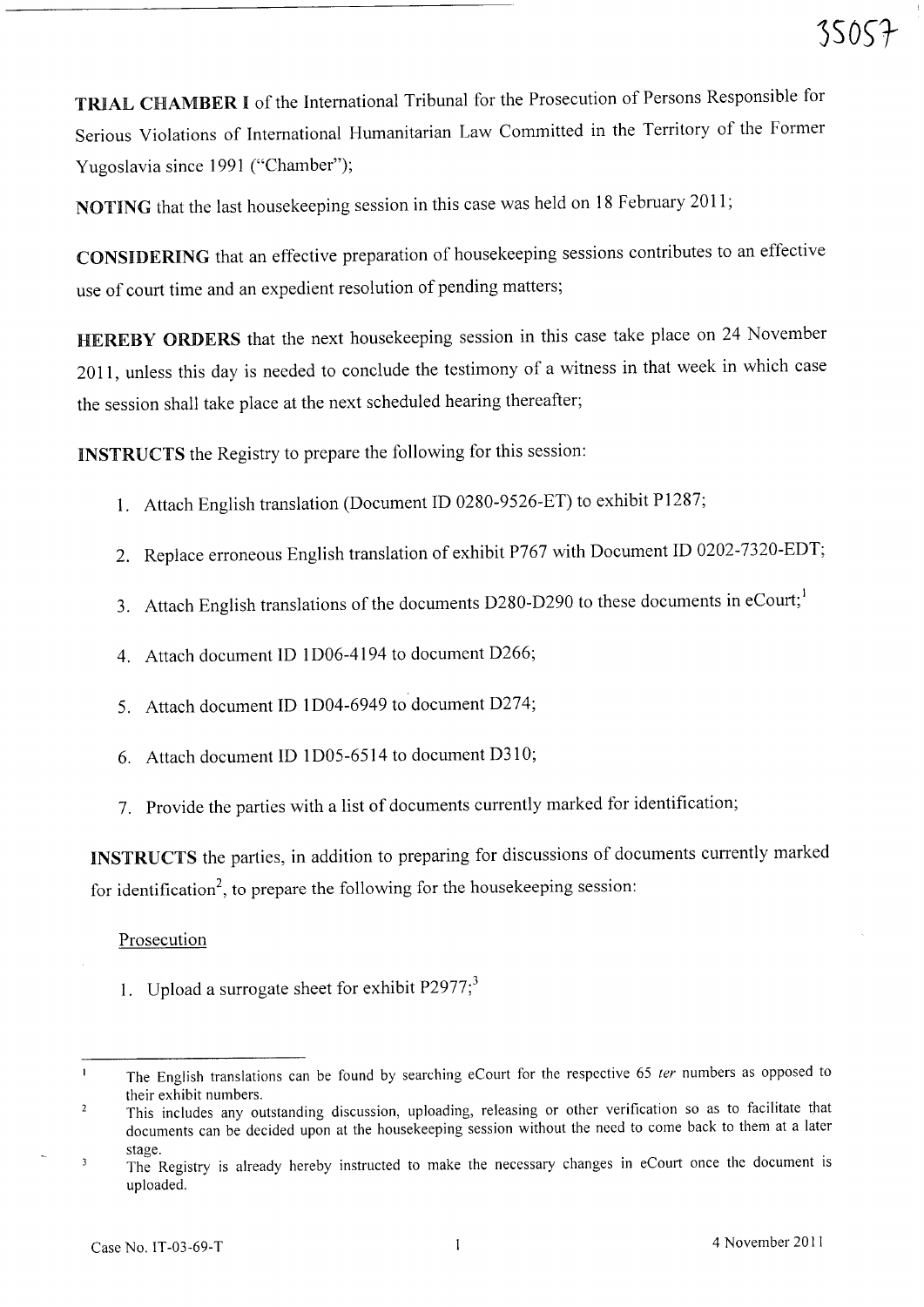**TRIAL CHAMBER I** of the International Tribunal for the Prosecution of Persons Responsible for Serious Violations of International Humanitarian Law Committed in the Territory of the Former Yugoslavia since 1991 ("Chamber");

**NOTING** that the last housekeeping session in this case was held on 18 February 2011;

**CONSIDERING** that an effective preparation of housekeeping sessions contributes to an effective use of court time and an expedient resolution of pending matters;

**HEREBY ORDERS** that the next housekeeping session in this case take place on 24 November 2011, unless this day is needed to conclude the testimony of a witness in that week in which case the session shall take place at the next scheduled hearing thereafter;

**INSTRUCTS** the Registry to prepare the following for this session:

1. Attach English translation (Document ID 0280-9526-ET) to exhibit P1287;
2. Replace erroneous English translation of exhibit P767 with Document ID 0202-7320-EDT;
3. Attach English translations of the documents D280-D290 to these documents in eCourt;[1]
4. Attach document ID 1D06-4194 to document D266;
5. Attach document ID 1D04-6949 to document D274;
6. Attach document ID 1D05-6514 to document D310;
7. Provide the parties with a list of documents currently marked for identification;

**INSTRUCTS** the parties, in addition to preparing for discussions of documents currently marked for identification[2], to prepare the following for the housekeeping session:

Prosecution

1. Upload a surrogate sheet for exhibit P2977;[3]

---

[1] The English translations can be found by searching eCourt for the respective 65 *ter* numbers as opposed to their exhibit numbers.

[2] This includes any outstanding discussion, uploading, releasing or other verification so as to facilitate that documents can be decided upon at the housekeeping session without the need to come back to them at a later stage.

[3] The Registry is already hereby instructed to make the necessary changes in eCourt once the document is uploaded.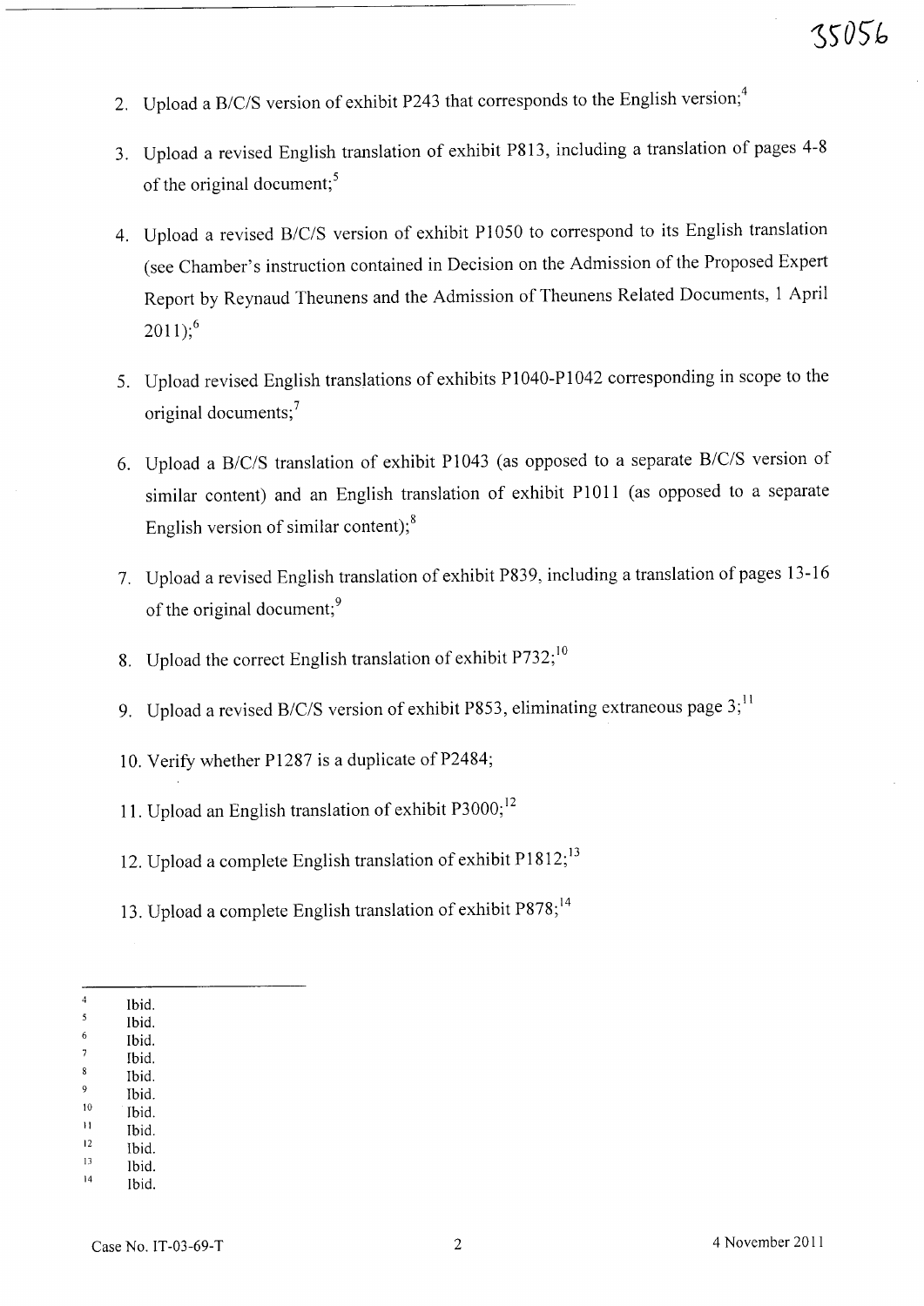2. Upload a B/C/S version of exhibit P243 that corresponds to the English version;[4]

3. Upload a revised English translation of exhibit P813, including a translation of pages 4-8 of the original document;[5]

4. Upload a revised B/C/S version of exhibit P1050 to correspond to its English translation (see Chamber's instruction contained in Decision on the Admission of the Proposed Expert Report by Reynaud Theunens and the Admission of Theunens Related Documents, 1 April 2011);[6]

5. Upload revised English translations of exhibits P1040-P1042 corresponding in scope to the original documents;[7]

6. Upload a B/C/S translation of exhibit P1043 (as opposed to a separate B/C/S version of similar content) and an English translation of exhibit P1011 (as opposed to a separate English version of similar content);[8]

7. Upload a revised English translation of exhibit P839, including a translation of pages 13-16 of the original document;[9]

8. Upload the correct English translation of exhibit P732;[10]

9. Upload a revised B/C/S version of exhibit P853, eliminating extraneous page 3;[11]

10. Verify whether P1287 is a duplicate of P2484;

11. Upload an English translation of exhibit P3000;[12]

12. Upload a complete English translation of exhibit P1812;[13]

13. Upload a complete English translation of exhibit P878;[14]

---

[4] Ibid.
[5] Ibid.
[6] Ibid.
[7] Ibid.
[8] Ibid.
[9] Ibid.
[10] Ibid.
[11] Ibid.
[12] Ibid.
[13] Ibid.
[14] Ibid.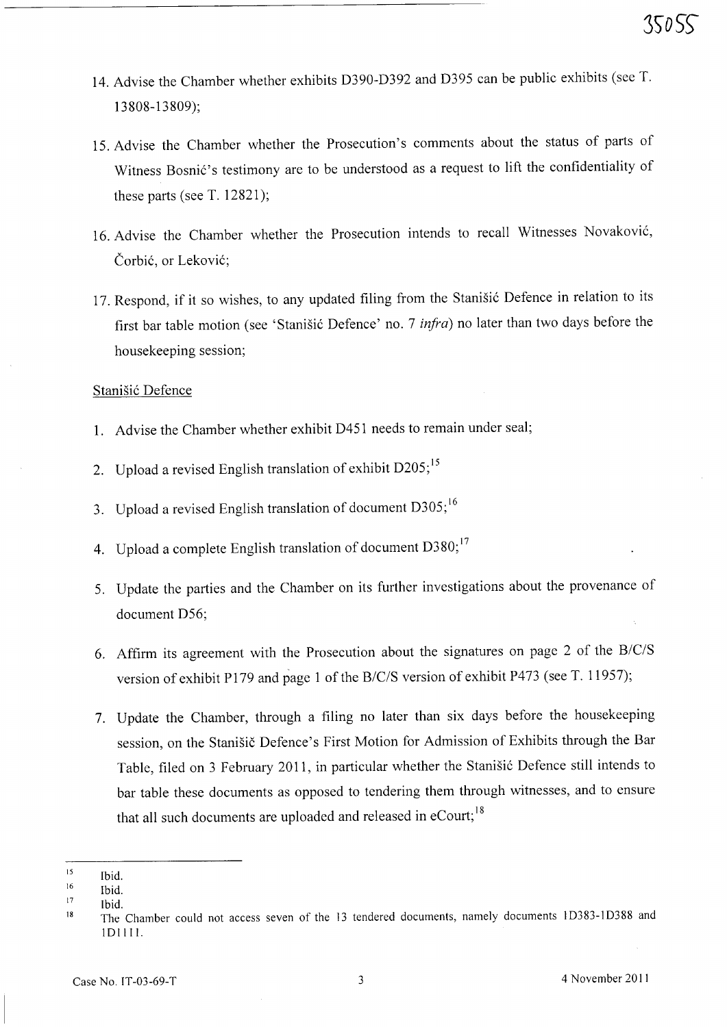14. Advise the Chamber whether exhibits D390-D392 and D395 can be public exhibits (see T. 13808-13809);

15. Advise the Chamber whether the Prosecution's comments about the status of parts of Witness Bosnić's testimony are to be understood as a request to lift the confidentiality of these parts (see T. 12821);

16. Advise the Chamber whether the Prosecution intends to recall Witnesses Novaković, Čorbić, or Leković;

17. Respond, if it so wishes, to any updated filing from the Stanišić Defence in relation to its first bar table motion (see 'Stanišić Defence' no. 7 *infra*) no later than two days before the housekeeping session;

Stanišić Defence

1. Advise the Chamber whether exhibit D451 needs to remain under seal;

2. Upload a revised English translation of exhibit D205;[15]

3. Upload a revised English translation of document D305;[16]

4. Upload a complete English translation of document D380;[17]

5. Update the parties and the Chamber on its further investigations about the provenance of document D56;

6. Affirm its agreement with the Prosecution about the signatures on page 2 of the B/C/S version of exhibit P179 and page 1 of the B/C/S version of exhibit P473 (see T. 11957);

7. Update the Chamber, through a filing no later than six days before the housekeeping session, on the Stanišič Defence's First Motion for Admission of Exhibits through the Bar Table, filed on 3 February 2011, in particular whether the Stanišić Defence still intends to bar table these documents as opposed to tendering them through witnesses, and to ensure that all such documents are uploaded and released in eCourt;[18]

---

[15] Ibid.

[16] Ibid.

[17] Ibid.

[18] The Chamber could not access seven of the 13 tendered documents, namely documents 1D383-1D388 and 1D1111.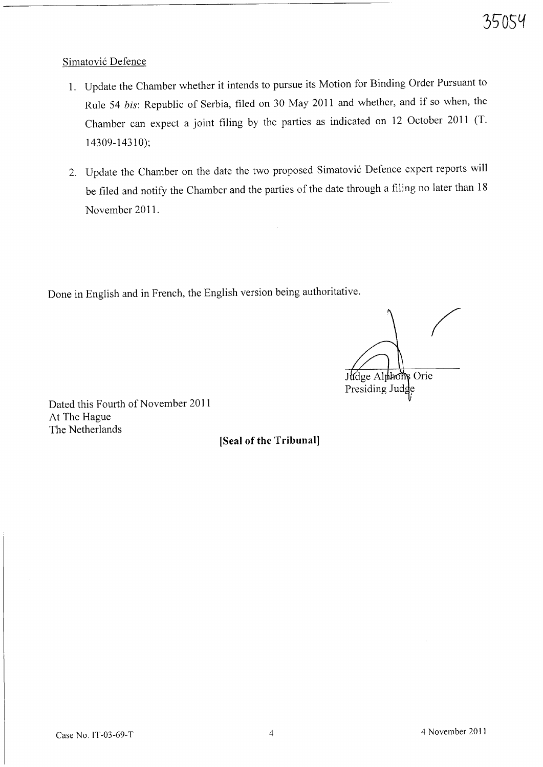Simatović Defence

1. Update the Chamber whether it intends to pursue its Motion for Binding Order Pursuant to Rule 54 *bis*: Republic of Serbia, filed on 30 May 2011 and whether, and if so when, the Chamber can expect a joint filing by the parties as indicated on 12 October 2011 (T. 14309-14310);

2. Update the Chamber on the date the two proposed Simatović Defence expert reports will be filed and notify the Chamber and the parties of the date through a filing no later than 18 November 2011.

Done in English and in French, the English version being authoritative.

Judge Alphons Orie
Presiding Judge

Dated this Fourth of November 2011
At The Hague
The Netherlands

**[Seal of the Tribunal]**